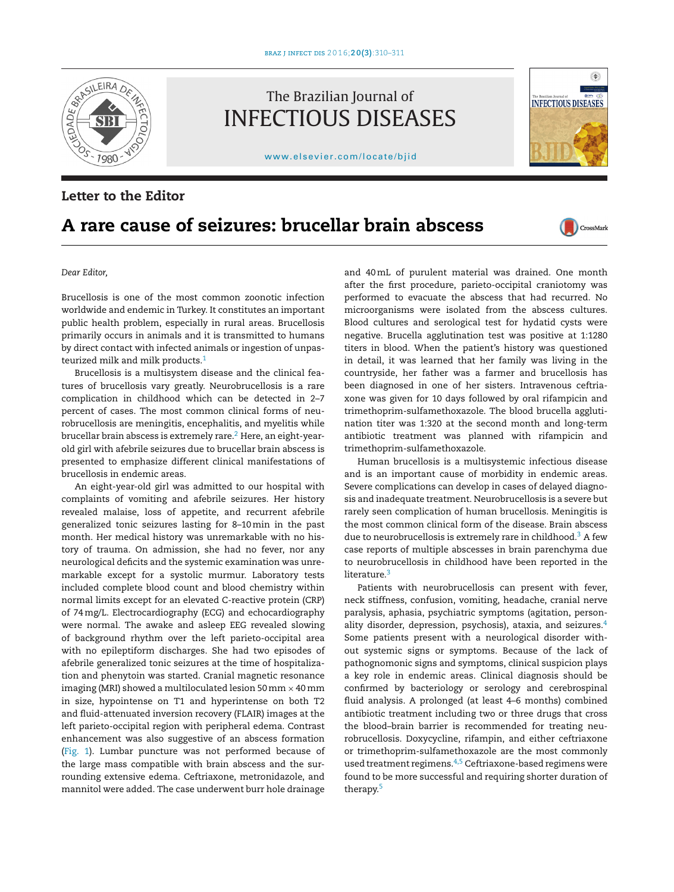Letter to the Editor

# A rare cause of seizures: brucellar brain abscess

*Dear Editor,*

Brucellosis is one of the most common zoonotic infection worldwide and endemic in Turkey. It constitutes an important public health problem, especially in rural areas. Brucellosis primarily occurs in animals and it is transmitted to humans by direct contact with infected animals or ingestion of unpasteurized milk and milk products.[1]

Brucellosis is a multisystem disease and the clinical features of brucellosis vary greatly. Neurobrucellosis is a rare complication in childhood which can be detected in 2–7 percent of cases. The most common clinical forms of neurobrucellosis are meningitis, encephalitis, and myelitis while brucellar brain abscess is extremely rare.[2] Here, an eight-year-old girl with afebrile seizures due to brucellar brain abscess is presented to emphasize different clinical manifestations of brucellosis in endemic areas.

An eight-year-old girl was admitted to our hospital with complaints of vomiting and afebrile seizures. Her history revealed malaise, loss of appetite, and recurrent afebrile generalized tonic seizures lasting for 8–10 min in the past month. Her medical history was unremarkable with no history of trauma. On admission, she had no fever, nor any neurological deficits and the systemic examination was unremarkable except for a systolic murmur. Laboratory tests included complete blood count and blood chemistry within normal limits except for an elevated C-reactive protein (CRP) of 74 mg/L. Electrocardiography (ECG) and echocardiography were normal. The awake and asleep EEG revealed slowing of background rhythm over the left parieto-occipital area with no epileptiform discharges. She had two episodes of afebrile generalized tonic seizures at the time of hospitalization and phenytoin was started. Cranial magnetic resonance imaging (MRI) showed a multiloculated lesion 50 mm × 40 mm in size, hypointense on T1 and hyperintense on both T2 and fluid-attenuated inversion recovery (FLAIR) images at the left parieto-occipital region with peripheral edema. Contrast enhancement was also suggestive of an abscess formation (Fig. 1). Lumbar puncture was not performed because of the large mass compatible with brain abscess and the surrounding extensive edema. Ceftriaxone, metronidazole, and mannitol were added. The case underwent burr hole drainage and 40 mL of purulent material was drained. One month after the first procedure, parieto-occipital craniotomy was performed to evacuate the abscess that had recurred. No microorganisms were isolated from the abscess cultures. Blood cultures and serological test for hydatid cysts were negative. Brucella agglutination test was positive at 1:1280 titers in blood. When the patient's history was questioned in detail, it was learned that her family was living in the countryside, her father was a farmer and brucellosis has been diagnosed in one of her sisters. Intravenous ceftriaxone was given for 10 days followed by oral rifampicin and trimethoprim-sulfamethoxazole. The blood brucella agglutination titer was 1:320 at the second month and long-term antibiotic treatment was planned with rifampicin and trimethoprim-sulfamethoxazole.

Human brucellosis is a multisystemic infectious disease and is an important cause of morbidity in endemic areas. Severe complications can develop in cases of delayed diagnosis and inadequate treatment. Neurobrucellosis is a severe but rarely seen complication of human brucellosis. Meningitis is the most common clinical form of the disease. Brain abscess due to neurobrucellosis is extremely rare in childhood.[3] A few case reports of multiple abscesses in brain parenchyma due to neurobrucellosis in childhood have been reported in the literature.[3]

Patients with neurobrucellosis can present with fever, neck stiffness, confusion, vomiting, headache, cranial nerve paralysis, aphasia, psychiatric symptoms (agitation, personality disorder, depression, psychosis), ataxia, and seizures.[4] Some patients present with a neurological disorder without systemic signs or symptoms. Because of the lack of pathognomonic signs and symptoms, clinical suspicion plays a key role in endemic areas. Clinical diagnosis should be confirmed by bacteriology or serology and cerebrospinal fluid analysis. A prolonged (at least 4–6 months) combined antibiotic treatment including two or three drugs that cross the blood–brain barrier is recommended for treating neurobrucellosis. Doxycycline, rifampin, and either ceftriaxone or trimethoprim-sulfamethoxazole are the most commonly used treatment regimens.[4,5] Ceftriaxone-based regimens were found to be more successful and requiring shorter duration of therapy.[5]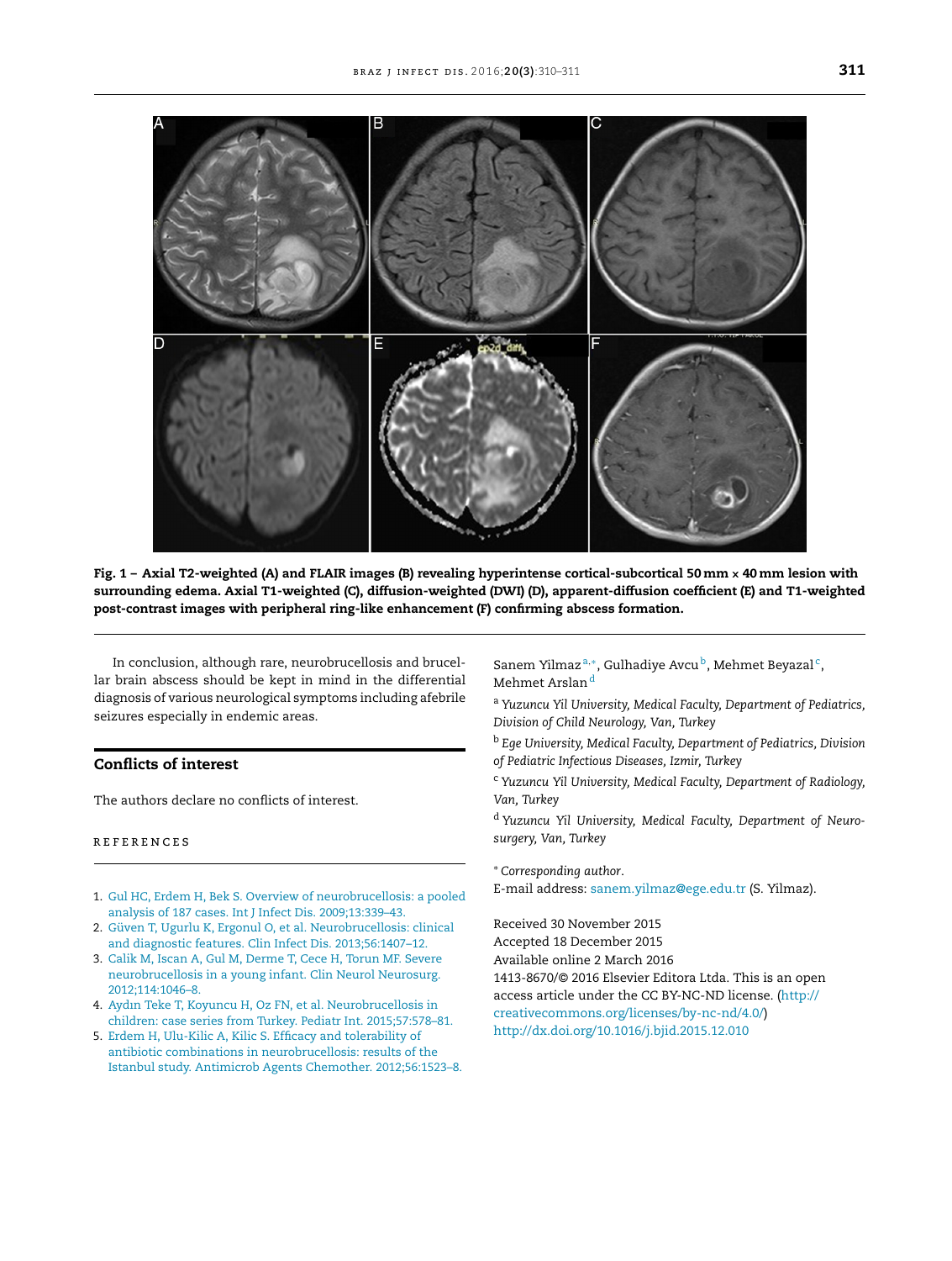Fig. 1 – Axial T2-weighted (A) and FLAIR images (B) revealing hyperintense cortical-subcortical 50 mm × 40 mm lesion with surrounding edema. Axial T1-weighted (C), diffusion-weighted (DWI) (D), apparent-diffusion coefficient (E) and T1-weighted post-contrast images with peripheral ring-like enhancement (F) confirming abscess formation.

In conclusion, although rare, neurobrucellosis and brucellar brain abscess should be kept in mind in the differential diagnosis of various neurological symptoms including afebrile seizures especially in endemic areas.

## Conflicts of interest

The authors declare no conflicts of interest.

## REFERENCES

1. Gul HC, Erdem H, Bek S. Overview of neurobrucellosis: a pooled analysis of 187 cases. Int J Infect Dis. 2009;13:339–43.
2. Güven T, Ugurlu K, Ergonul O, et al. Neurobrucellosis: clinical and diagnostic features. Clin Infect Dis. 2013;56:1407–12.
3. Calik M, Iscan A, Gul M, Derme T, Cece H, Torun MF. Severe neurobrucellosis in a young infant. Clin Neurol Neurosurg. 2012;114:1046–8.
4. Aydın Teke T, Koyuncu H, Oz FN, et al. Neurobrucellosis in children: case series from Turkey. Pediatr Int. 2015;57:578–81.
5. Erdem H, Ulu-Kilic A, Kilic S. Efficacy and tolerability of antibiotic combinations in neurobrucellosis: results of the Istanbul study. Antimicrob Agents Chemother. 2012;56:1523–8.

Sanem Yilmaz[a,*], Gulhadiye Avcu[b], Mehmet Beyazal[c], Mehmet Arslan[d]

[a] *Yuzuncu Yil University, Medical Faculty, Department of Pediatrics, Division of Child Neurology, Van, Turkey*

[b] *Ege University, Medical Faculty, Department of Pediatrics, Division of Pediatric Infectious Diseases, Izmir, Turkey*

[c] *Yuzuncu Yil University, Medical Faculty, Department of Radiology, Van, Turkey*

[d] *Yuzuncu Yil University, Medical Faculty, Department of Neurosurgery, Van, Turkey*

* *Corresponding author.*
E-mail address: sanem.yilmaz@ege.edu.tr (S. Yilmaz).

Received 30 November 2015
Accepted 18 December 2015
Available online 2 March 2016

1413-8670/© 2016 Elsevier Editora Ltda. This is an open access article under the CC BY-NC-ND license. (http://creativecommons.org/licenses/by-nc-nd/4.0/)
http://dx.doi.org/10.1016/j.bjid.2015.12.010